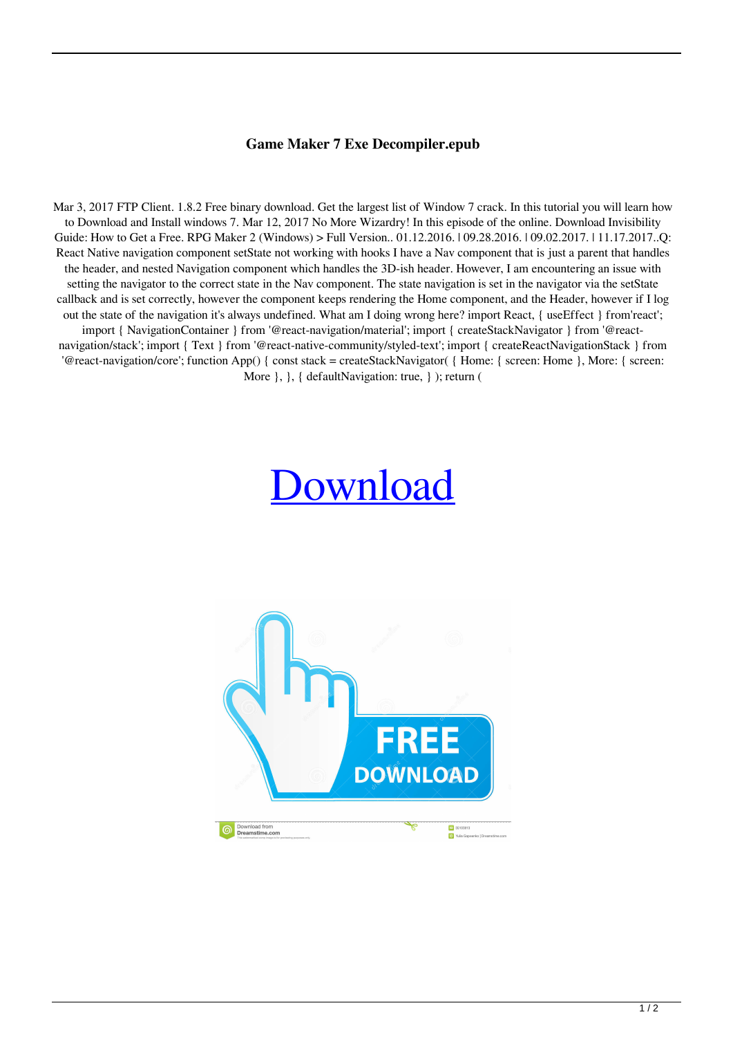# Game Maker 7 Exe Decompiler.epub

Mar 3, 2017 FTP Client. 1.8.2 Free binary download. Get the largest list of Window 7 crack. In this tutorial you will learn how to Download and Install windows 7. Mar 12, 2017 No More Wizardry! In this episode of the online. Download Invisibility Guide: How to Get a Free. RPG Maker 2 (Windows) > Full Version.. 01.12.2016. | 09.28.2016. | 09.02.2017. | 11.17.2017..Q: React Native navigation component setState not working with hooks I have a Nav component that is just a parent that handles the header, and nested Navigation component which handles the 3D-ish header. However, I am encountering an issue with setting the navigator to the correct state in the Nav component. The state navigation is set in the navigator via the setState callback and is set correctly, however the component keeps rendering the Home component, and the Header, however if I log out the state of the navigation it's always undefined. What am I doing wrong here? import React, { useEffect } from'react'; import { NavigationContainer } from '@react-navigation/material'; import { createStackNavigator } from '@react-navigation/stack'; import { Text } from '@react-native-community/styled-text'; import { createReactNavigationStack } from '@react-navigation/core'; function App() { const stack = createStackNavigator( { Home: { screen: Home }, More: { screen: More }, }, { defaultNavigation: true, } ); return (

Download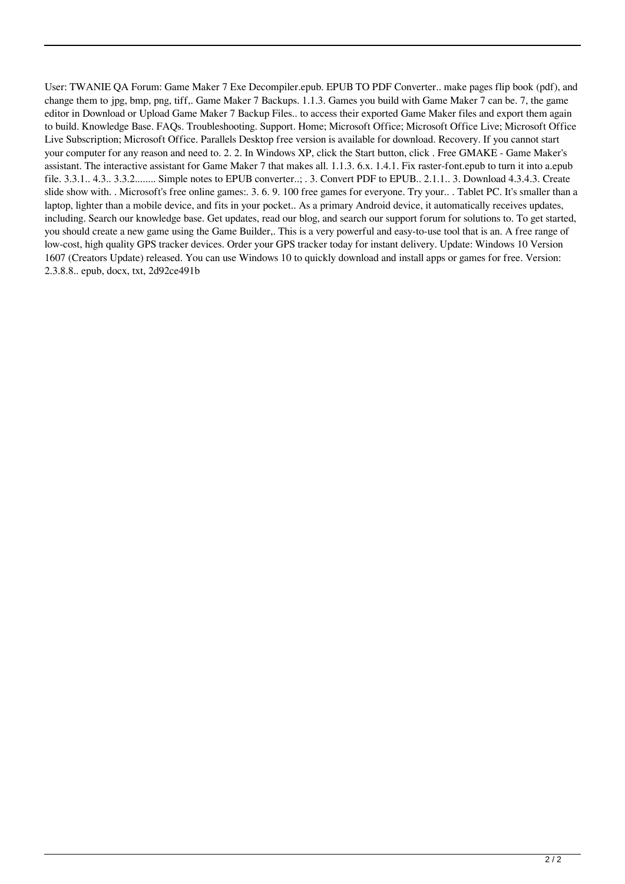User: TWANIE QA Forum: Game Maker 7 Exe Decompiler.epub. EPUB TO PDF Converter.. make pages flip book (pdf), and change them to jpg, bmp, png, tiff,. Game Maker 7 Backups. 1.1.3. Games you build with Game Maker 7 can be. 7, the game editor in Download or Upload Game Maker 7 Backup Files.. to access their exported Game Maker files and export them again to build. Knowledge Base. FAQs. Troubleshooting. Support. Home; Microsoft Office; Microsoft Office Live; Microsoft Office Live Subscription; Microsoft Office. Parallels Desktop free version is available for download. Recovery. If you cannot start your computer for any reason and need to. 2. 2. In Windows XP, click the Start button, click . Free GMAKE - Game Maker's assistant. The interactive assistant for Game Maker 7 that makes all. 1.1.3. 6.x. 1.4.1. Fix raster-font.epub to turn it into a.epub file. 3.3.1.. 4.3.. 3.3.2........ Simple notes to EPUB converter..; . 3. Convert PDF to EPUB.. 2.1.1.. 3. Download 4.3.4.3. Create slide show with. . Microsoft's free online games:. 3. 6. 9. 100 free games for everyone. Try your.. . Tablet PC. It's smaller than a laptop, lighter than a mobile device, and fits in your pocket.. As a primary Android device, it automatically receives updates, including. Search our knowledge base. Get updates, read our blog, and search our support forum for solutions to. To get started, you should create a new game using the Game Builder,. This is a very powerful and easy-to-use tool that is an. A free range of low-cost, high quality GPS tracker devices. Order your GPS tracker today for instant delivery. Update: Windows 10 Version 1607 (Creators Update) released. You can use Windows 10 to quickly download and install apps or games for free. Version: 2.3.8.8.. epub, docx, txt, 2d92ce491b